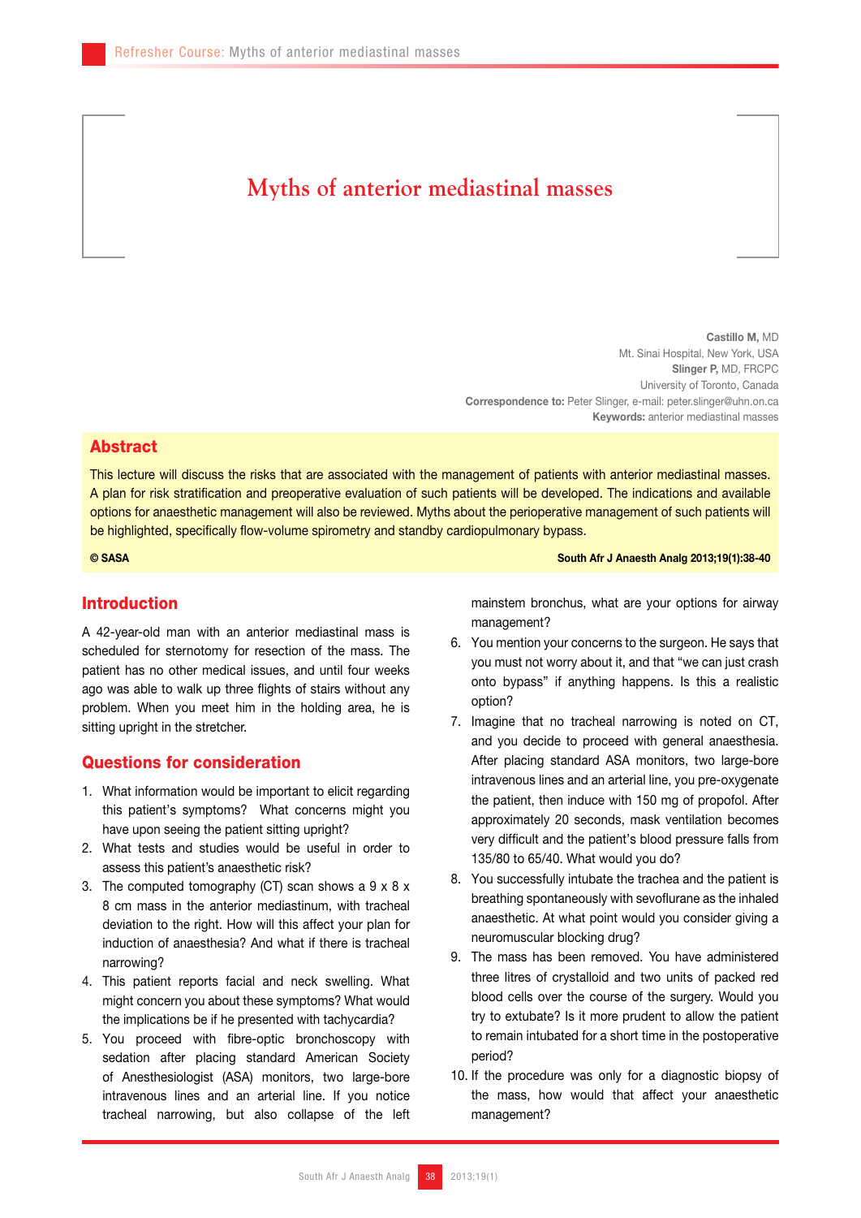# Myths of anterior mediastinal masses

**Castillo M,** MD
Mt. Sinai Hospital, New York, USA
**Slinger P,** MD, FRCPC
University of Toronto, Canada
**Correspondence to:** Peter Slinger, e-mail: peter.slinger@uhn.on.ca
**Keywords:** anterior mediastinal masses

## Abstract

This lecture will discuss the risks that are associated with the management of patients with anterior mediastinal masses. A plan for risk stratification and preoperative evaluation of such patients will be developed. The indications and available options for anaesthetic management will also be reviewed. Myths about the perioperative management of such patients will be highlighted, specifically flow-volume spirometry and standby cardiopulmonary bypass.

**© SASA**

## Introduction

A 42-year-old man with an anterior mediastinal mass is scheduled for sternotomy for resection of the mass. The patient has no other medical issues, and until four weeks ago was able to walk up three flights of stairs without any problem. When you meet him in the holding area, he is sitting upright in the stretcher.

## Questions for consideration

1. What information would be important to elicit regarding this patient's symptoms? What concerns might you have upon seeing the patient sitting upright?
2. What tests and studies would be useful in order to assess this patient's anaesthetic risk?
3. The computed tomography (CT) scan shows a 9 x 8 x 8 cm mass in the anterior mediastinum, with tracheal deviation to the right. How will this affect your plan for induction of anaesthesia? And what if there is tracheal narrowing?
4. This patient reports facial and neck swelling. What might concern you about these symptoms? What would the implications be if he presented with tachycardia?
5. You proceed with fibre-optic bronchoscopy with sedation after placing standard American Society of Anesthesiologist (ASA) monitors, two large-bore intravenous lines and an arterial line. If you notice tracheal narrowing, but also collapse of the left mainstem bronchus, what are your options for airway management?
6. You mention your concerns to the surgeon. He says that you must not worry about it, and that "we can just crash onto bypass" if anything happens. Is this a realistic option?
7. Imagine that no tracheal narrowing is noted on CT, and you decide to proceed with general anaesthesia. After placing standard ASA monitors, two large-bore intravenous lines and an arterial line, you pre-oxygenate the patient, then induce with 150 mg of propofol. After approximately 20 seconds, mask ventilation becomes very difficult and the patient's blood pressure falls from 135/80 to 65/40. What would you do?
8. You successfully intubate the trachea and the patient is breathing spontaneously with sevoflurane as the inhaled anaesthetic. At what point would you consider giving a neuromuscular blocking drug?
9. The mass has been removed. You have administered three litres of crystalloid and two units of packed red blood cells over the course of the surgery. Would you try to extubate? Is it more prudent to allow the patient to remain intubated for a short time in the postoperative period?
10. If the procedure was only for a diagnostic biopsy of the mass, how would that affect your anaesthetic management?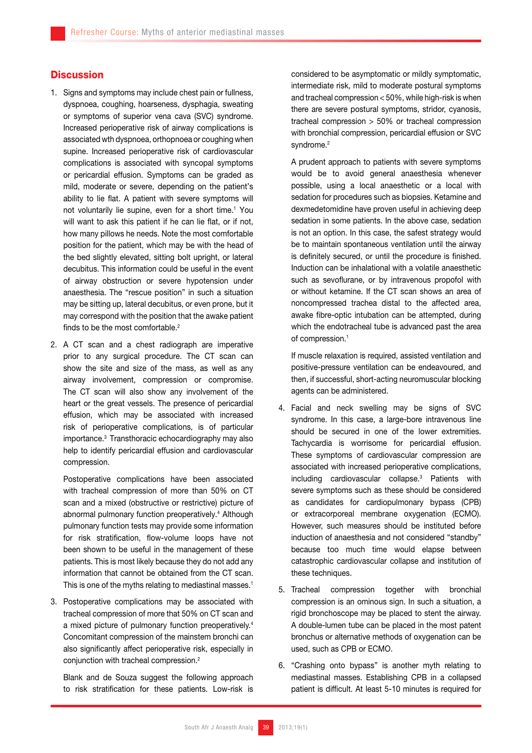## Discussion

1. Signs and symptoms may include chest pain or fullness, dyspnoea, coughing, hoarseness, dysphagia, sweating or symptoms of superior vena cava (SVC) syndrome. Increased perioperative risk of airway complications is associated wth dyspnoea, orthopnoea or coughing when supine. Increased perioperative risk of cardiovascular complications is associated with syncopal symptoms or pericardial effusion. Symptoms can be graded as mild, moderate or severe, depending on the patient's ability to lie flat. A patient with severe symptoms will not voluntarily lie supine, even for a short time.[1] You will want to ask this patient if he can lie flat, or if not, how many pillows he needs. Note the most comfortable position for the patient, which may be with the head of the bed slightly elevated, sitting bolt upright, or lateral decubitus. This information could be useful in the event of airway obstruction or severe hypotension under anaesthesia. The "rescue position" in such a situation may be sitting up, lateral decubitus, or even prone, but it may correspond with the position that the awake patient finds to be the most comfortable.[2]

2. A CT scan and a chest radiograph are imperative prior to any surgical procedure. The CT scan can show the site and size of the mass, as well as any airway involvement, compression or compromise. The CT scan will also show any involvement of the heart or the great vessels. The presence of pericardial effusion, which may be associated with increased risk of perioperative complications, is of particular importance.[3] Transthoracic echocardiography may also help to identify pericardial effusion and cardiovascular compression.

   Postoperative complications have been associated with tracheal compression of more than 50% on CT scan and a mixed (obstructive or restrictive) picture of abnormal pulmonary function preoperatively.[4] Although pulmonary function tests may provide some information for risk stratification, flow-volume loops have not been shown to be useful in the management of these patients. This is most likely because they do not add any information that cannot be obtained from the CT scan. This is one of the myths relating to mediastinal masses.[1]

3. Postoperative complications may be associated with tracheal compression of more that 50% on CT scan and a mixed picture of pulmonary function preoperatively.[4] Concomitant compression of the mainstem bronchi can also significantly affect perioperative risk, especially in conjunction with tracheal compression.[2]

   Blank and de Souza suggest the following approach to risk stratification for these patients. Low-risk is considered to be asymptomatic or mildly symptomatic, intermediate risk, mild to moderate postural symptoms and tracheal compression < 50%, while high-risk is when there are severe postural symptoms, stridor, cyanosis, tracheal compression > 50% or tracheal compression with bronchial compression, pericardial effusion or SVC syndrome.[2]

   A prudent approach to patients with severe symptoms would be to avoid general anaesthesia whenever possible, using a local anaesthetic or a local with sedation for procedures such as biopsies. Ketamine and dexmedetomidine have proven useful in achieving deep sedation in some patients. In the above case, sedation is not an option. In this case, the safest strategy would be to maintain spontaneous ventilation until the airway is definitely secured, or until the procedure is finished. Induction can be inhalational with a volatile anaesthetic such as sevoflurane, or by intravenous propofol with or without ketamine. If the CT scan shows an area of noncompressed trachea distal to the affected area, awake fibre-optic intubation can be attempted, during which the endotracheal tube is advanced past the area of compression.[1]

   If muscle relaxation is required, assisted ventilation and positive-pressure ventilation can be endeavoured, and then, if successful, short-acting neuromuscular blocking agents can be administered.

4. Facial and neck swelling may be signs of SVC syndrome. In this case, a large-bore intravenous line should be secured in one of the lower extremities. Tachycardia is worrisome for pericardial effusion. These symptoms of cardiovascular compression are associated with increased perioperative complications, including cardiovascular collapse.[3] Patients with severe symptoms such as these should be considered as candidates for cardiopulmonary bypass (CPB) or extracorporeal membrane oxygenation (ECMO). However, such measures should be instituted before induction of anaesthesia and not considered "standby" because too much time would elapse between catastrophic cardiovascular collapse and institution of these techniques.

5. Tracheal compression together with bronchial compression is an ominous sign. In such a situation, a rigid bronchoscope may be placed to stent the airway. A double-lumen tube can be placed in the most patent bronchus or alternative methods of oxygenation can be used, such as CPB or ECMO.

6. "Crashing onto bypass" is another myth relating to mediastinal masses. Establishing CPB in a collapsed patient is difficult. At least 5-10 minutes is required for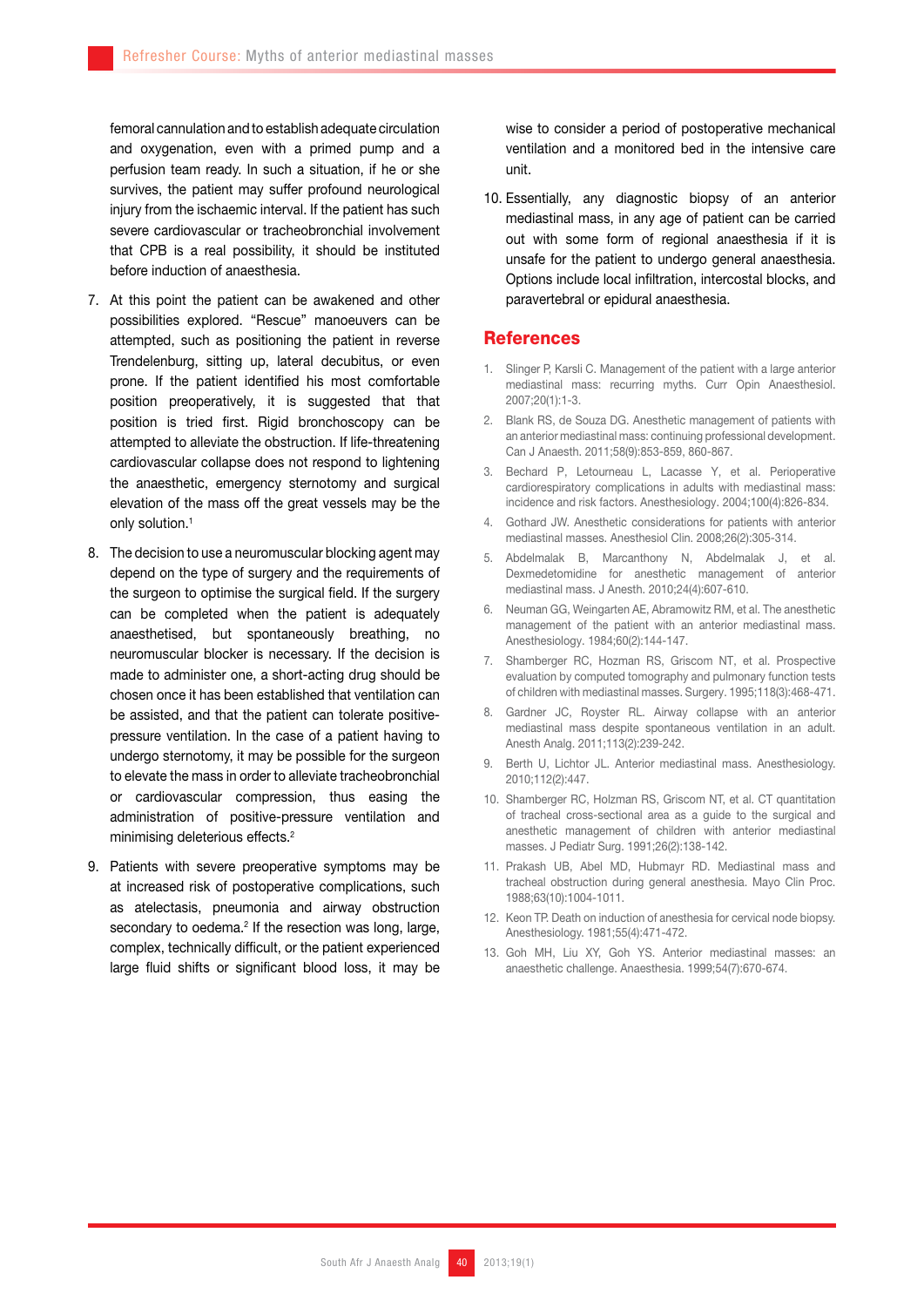femoral cannulation and to establish adequate circulation and oxygenation, even with a primed pump and a perfusion team ready. In such a situation, if he or she survives, the patient may suffer profound neurological injury from the ischaemic interval. If the patient has such severe cardiovascular or tracheobronchial involvement that CPB is a real possibility, it should be instituted before induction of anaesthesia.

7. At this point the patient can be awakened and other possibilities explored. "Rescue" manoeuvers can be attempted, such as positioning the patient in reverse Trendelenburg, sitting up, lateral decubitus, or even prone. If the patient identified his most comfortable position preoperatively, it is suggested that that position is tried first. Rigid bronchoscopy can be attempted to alleviate the obstruction. If life-threatening cardiovascular collapse does not respond to lightening the anaesthetic, emergency sternotomy and surgical elevation of the mass off the great vessels may be the only solution.[1]

8. The decision to use a neuromuscular blocking agent may depend on the type of surgery and the requirements of the surgeon to optimise the surgical field. If the surgery can be completed when the patient is adequately anaesthetised, but spontaneously breathing, no neuromuscular blocker is necessary. If the decision is made to administer one, a short-acting drug should be chosen once it has been established that ventilation can be assisted, and that the patient can tolerate positive-pressure ventilation. In the case of a patient having to undergo sternotomy, it may be possible for the surgeon to elevate the mass in order to alleviate tracheobronchial or cardiovascular compression, thus easing the administration of positive-pressure ventilation and minimising deleterious effects.[2]

9. Patients with severe preoperative symptoms may be at increased risk of postoperative complications, such as atelectasis, pneumonia and airway obstruction secondary to oedema.[2] If the resection was long, large, complex, technically difficult, or the patient experienced large fluid shifts or significant blood loss, it may be wise to consider a period of postoperative mechanical ventilation and a monitored bed in the intensive care unit.

10. Essentially, any diagnostic biopsy of an anterior mediastinal mass, in any age of patient can be carried out with some form of regional anaesthesia if it is unsafe for the patient to undergo general anaesthesia. Options include local infiltration, intercostal blocks, and paravertebral or epidural anaesthesia.

## References

1. Slinger P, Karsli C. Management of the patient with a large anterior mediastinal mass: recurring myths. Curr Opin Anaesthesiol. 2007;20(1):1-3.
2. Blank RS, de Souza DG. Anesthetic management of patients with an anterior mediastinal mass: continuing professional development. Can J Anaesth. 2011;58(9):853-859, 860-867.
3. Bechard P, Letourneau L, Lacasse Y, et al. Perioperative cardiorespiratory complications in adults with mediastinal mass: incidence and risk factors. Anesthesiology. 2004;100(4):826-834.
4. Gothard JW. Anesthetic considerations for patients with anterior mediastinal masses. Anesthesiol Clin. 2008;26(2):305-314.
5. Abdelmalak B, Marcanthony N, Abdelmalak J, et al. Dexmedetomidine for anesthetic management of anterior mediastinal mass. J Anesth. 2010;24(4):607-610.
6. Neuman GG, Weingarten AE, Abramowitz RM, et al. The anesthetic management of the patient with an anterior mediastinal mass. Anesthesiology. 1984;60(2):144-147.
7. Shamberger RC, Hozman RS, Griscom NT, et al. Prospective evaluation by computed tomography and pulmonary function tests of children with mediastinal masses. Surgery. 1995;118(3):468-471.
8. Gardner JC, Royster RL. Airway collapse with an anterior mediastinal mass despite spontaneous ventilation in an adult. Anesth Analg. 2011;113(2):239-242.
9. Berth U, Lichtor JL. Anterior mediastinal mass. Anesthesiology. 2010;112(2):447.
10. Shamberger RC, Holzman RS, Griscom NT, et al. CT quantitation of tracheal cross-sectional area as a guide to the surgical and anesthetic management of children with anterior mediastinal masses. J Pediatr Surg. 1991;26(2):138-142.
11. Prakash UB, Abel MD, Hubmayr RD. Mediastinal mass and tracheal obstruction during general anesthesia. Mayo Clin Proc. 1988;63(10):1004-1011.
12. Keon TP. Death on induction of anesthesia for cervical node biopsy. Anesthesiology. 1981;55(4):471-472.
13. Goh MH, Liu XY, Goh YS. Anterior mediastinal masses: an anaesthetic challenge. Anaesthesia. 1999;54(7):670-674.